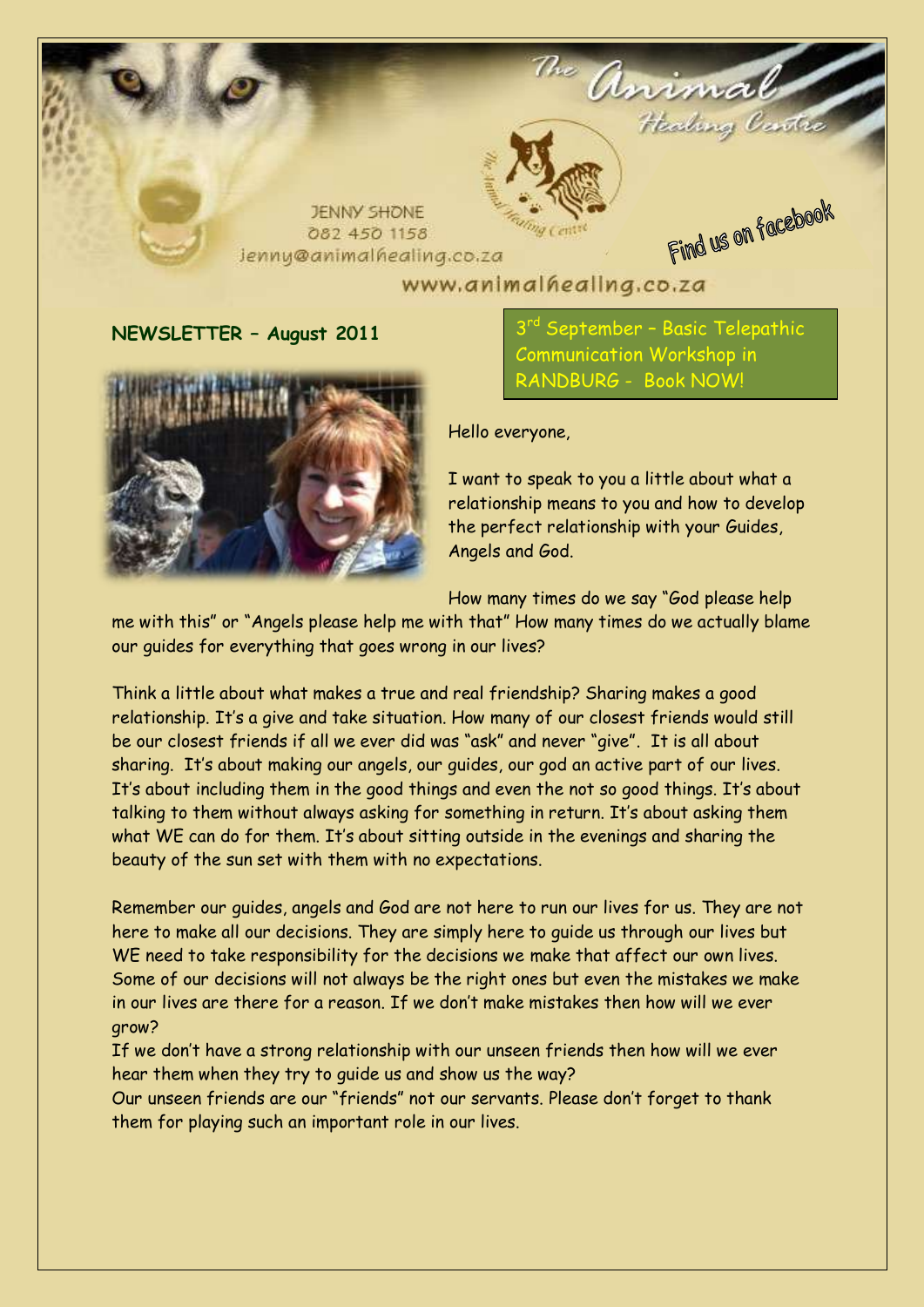The Animal Healing Centre

JENNY SHONE
082 450 1158
jenny@animalhealing.co.za

Find us on facebook

www.animalhealing.co.za

## NEWSLETTER – August 2011

3rd September – Basic Telepathic Communication Workshop in RANDBURG - Book NOW!

Hello everyone,

I want to speak to you a little about what a relationship means to you and how to develop the perfect relationship with your Guides, Angels and God.

How many times do we say "God please help me with this" or "Angels please help me with that" How many times do we actually blame our guides for everything that goes wrong in our lives?

Think a little about what makes a true and real friendship? Sharing makes a good relationship. It's a give and take situation. How many of our closest friends would still be our closest friends if all we ever did was "ask" and never "give". It is all about sharing. It's about making our angels, our guides, our god an active part of our lives. It's about including them in the good things and even the not so good things. It's about talking to them without always asking for something in return. It's about asking them what WE can do for them. It's about sitting outside in the evenings and sharing the beauty of the sun set with them with no expectations.

Remember our guides, angels and God are not here to run our lives for us. They are not here to make all our decisions. They are simply here to guide us through our lives but WE need to take responsibility for the decisions we make that affect our own lives. Some of our decisions will not always be the right ones but even the mistakes we make in our lives are there for a reason. If we don't make mistakes then how will we ever grow?

If we don't have a strong relationship with our unseen friends then how will we ever hear them when they try to guide us and show us the way?

Our unseen friends are our "friends" not our servants. Please don't forget to thank them for playing such an important role in our lives.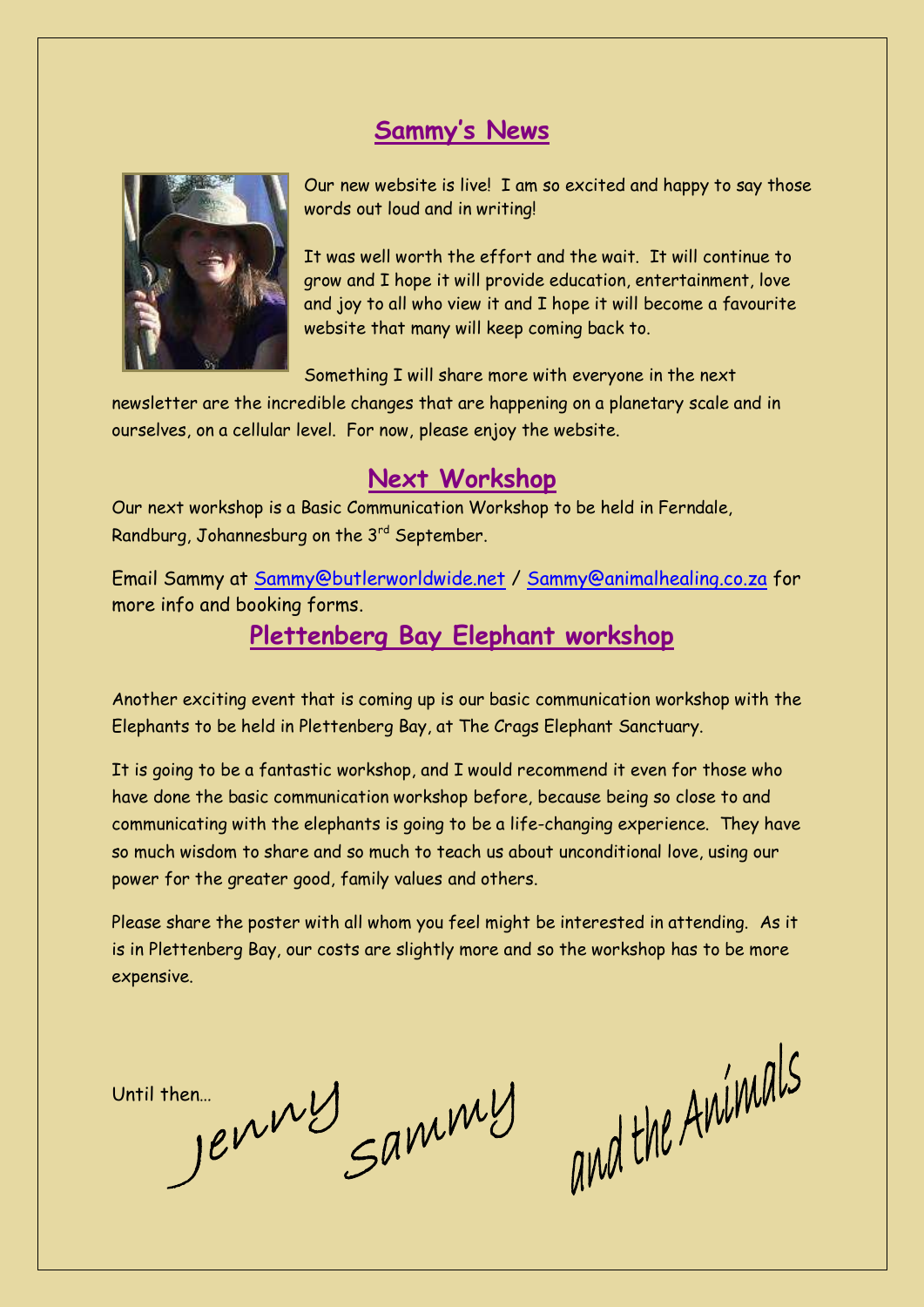## Sammy's News

Our new website is live! I am so excited and happy to say those words out loud and in writing!

It was well worth the effort and the wait. It will continue to grow and I hope it will provide education, entertainment, love and joy to all who view it and I hope it will become a favourite website that many will keep coming back to.

Something I will share more with everyone in the next newsletter are the incredible changes that are happening on a planetary scale and in ourselves, on a cellular level. For now, please enjoy the website.

## Next Workshop

Our next workshop is a Basic Communication Workshop to be held in Ferndale, Randburg, Johannesburg on the 3rd September.

Email Sammy at Sammy@butlerworldwide.net / Sammy@animalhealing.co.za for more info and booking forms.

## Plettenberg Bay Elephant workshop

Another exciting event that is coming up is our basic communication workshop with the Elephants to be held in Plettenberg Bay, at The Crags Elephant Sanctuary.

It is going to be a fantastic workshop, and I would recommend it even for those who have done the basic communication workshop before, because being so close to and communicating with the elephants is going to be a life-changing experience. They have so much wisdom to share and so much to teach us about unconditional love, using our power for the greater good, family values and others.

Please share the poster with all whom you feel might be interested in attending. As it is in Plettenberg Bay, our costs are slightly more and so the workshop has to be more expensive.

Until then… Jenny Sammy and the Animals